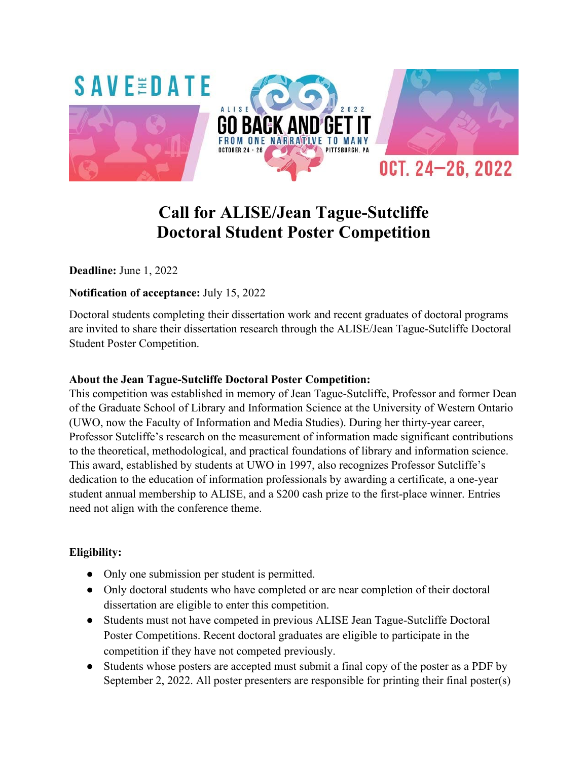SAVE THE DATE

ALISE 2022

GO BACK AND GET IT

FROM ONE NARRATIVE TO MANY

OCTOBER 24 - 26 PITTSBURGH, PA

OCT. 24–26, 2022

# Call for ALISE/Jean Tague-Sutcliffe Doctoral Student Poster Competition

**Deadline:** June 1, 2022

**Notification of acceptance:** July 15, 2022

Doctoral students completing their dissertation work and recent graduates of doctoral programs are invited to share their dissertation research through the ALISE/Jean Tague-Sutcliffe Doctoral Student Poster Competition.

**About the Jean Tague-Sutcliffe Doctoral Poster Competition:**

This competition was established in memory of Jean Tague-Sutcliffe, Professor and former Dean of the Graduate School of Library and Information Science at the University of Western Ontario (UWO, now the Faculty of Information and Media Studies). During her thirty-year career, Professor Sutcliffe's research on the measurement of information made significant contributions to the theoretical, methodological, and practical foundations of library and information science. This award, established by students at UWO in 1997, also recognizes Professor Sutcliffe's dedication to the education of information professionals by awarding a certificate, a one-year student annual membership to ALISE, and a $200 cash prize to the first-place winner. Entries need not align with the conference theme.

**Eligibility:**

- Only one submission per student is permitted.
- Only doctoral students who have completed or are near completion of their doctoral dissertation are eligible to enter this competition.
- Students must not have competed in previous ALISE Jean Tague-Sutcliffe Doctoral Poster Competitions. Recent doctoral graduates are eligible to participate in the competition if they have not competed previously.
- Students whose posters are accepted must submit a final copy of the poster as a PDF by September 2, 2022. All poster presenters are responsible for printing their final poster(s)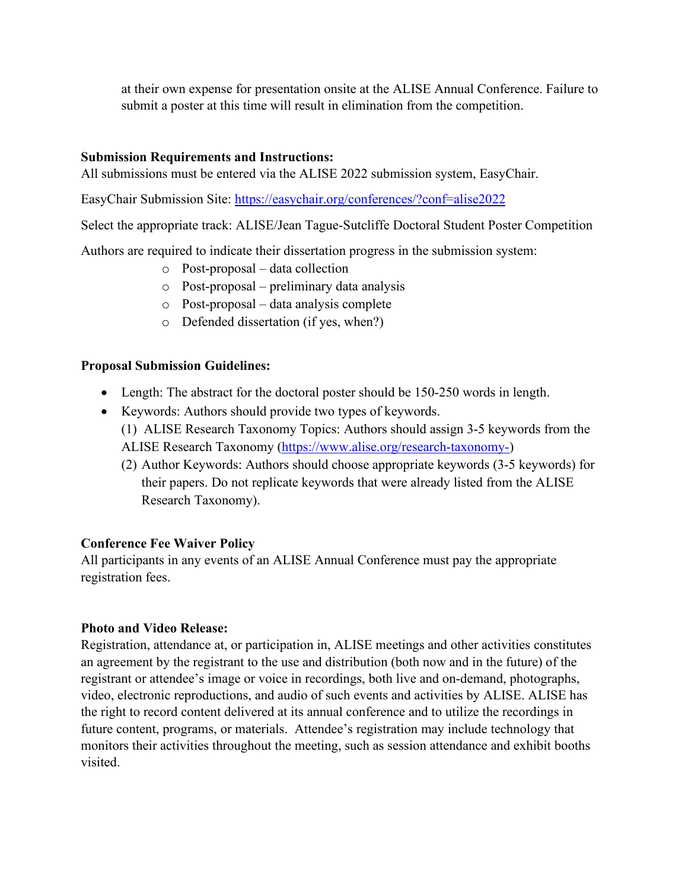at their own expense for presentation onsite at the ALISE Annual Conference. Failure to submit a poster at this time will result in elimination from the competition.

**Submission Requirements and Instructions:**

All submissions must be entered via the ALISE 2022 submission system, EasyChair.

EasyChair Submission Site: [https://easychair.org/conferences/?conf=alise2022](https://easychair.org/conferences/?conf=alise2022)

Select the appropriate track: ALISE/Jean Tague-Sutcliffe Doctoral Student Poster Competition

Authors are required to indicate their dissertation progress in the submission system:

- Post-proposal – data collection
- Post-proposal – preliminary data analysis
- Post-proposal – data analysis complete
- Defended dissertation (if yes, when?)

**Proposal Submission Guidelines:**

- Length: The abstract for the doctoral poster should be 150-250 words in length.
- Keywords: Authors should provide two types of keywords.
  (1) ALISE Research Taxonomy Topics: Authors should assign 3-5 keywords from the ALISE Research Taxonomy ([https://www.alise.org/research-taxonomy-](https://www.alise.org/research-taxonomy-))
  (2) Author Keywords: Authors should choose appropriate keywords (3-5 keywords) for their papers. Do not replicate keywords that were already listed from the ALISE Research Taxonomy).

**Conference Fee Waiver Policy**

All participants in any events of an ALISE Annual Conference must pay the appropriate registration fees.

**Photo and Video Release:**

Registration, attendance at, or participation in, ALISE meetings and other activities constitutes an agreement by the registrant to the use and distribution (both now and in the future) of the registrant or attendee's image or voice in recordings, both live and on-demand, photographs, video, electronic reproductions, and audio of such events and activities by ALISE. ALISE has the right to record content delivered at its annual conference and to utilize the recordings in future content, programs, or materials. Attendee's registration may include technology that monitors their activities throughout the meeting, such as session attendance and exhibit booths visited.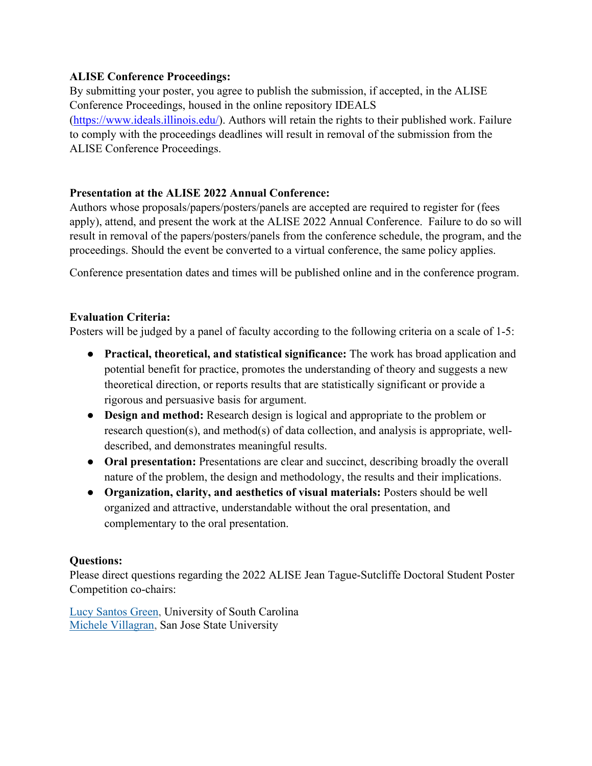**ALISE Conference Proceedings:**

By submitting your poster, you agree to publish the submission, if accepted, in the ALISE Conference Proceedings, housed in the online repository IDEALS (https://www.ideals.illinois.edu/). Authors will retain the rights to their published work. Failure to comply with the proceedings deadlines will result in removal of the submission from the ALISE Conference Proceedings.

**Presentation at the ALISE 2022 Annual Conference:**

Authors whose proposals/papers/posters/panels are accepted are required to register for (fees apply), attend, and present the work at the ALISE 2022 Annual Conference. Failure to do so will result in removal of the papers/posters/panels from the conference schedule, the program, and the proceedings. Should the event be converted to a virtual conference, the same policy applies.

Conference presentation dates and times will be published online and in the conference program.

**Evaluation Criteria:**

Posters will be judged by a panel of faculty according to the following criteria on a scale of 1-5:

- **Practical, theoretical, and statistical significance:** The work has broad application and potential benefit for practice, promotes the understanding of theory and suggests a new theoretical direction, or reports results that are statistically significant or provide a rigorous and persuasive basis for argument.
- **Design and method:** Research design is logical and appropriate to the problem or research question(s), and method(s) of data collection, and analysis is appropriate, well-described, and demonstrates meaningful results.
- **Oral presentation:** Presentations are clear and succinct, describing broadly the overall nature of the problem, the design and methodology, the results and their implications.
- **Organization, clarity, and aesthetics of visual materials:** Posters should be well organized and attractive, understandable without the oral presentation, and complementary to the oral presentation.

**Questions:**

Please direct questions regarding the 2022 ALISE Jean Tague-Sutcliffe Doctoral Student Poster Competition co-chairs:

Lucy Santos Green, University of South Carolina
Michele Villagran, San Jose State University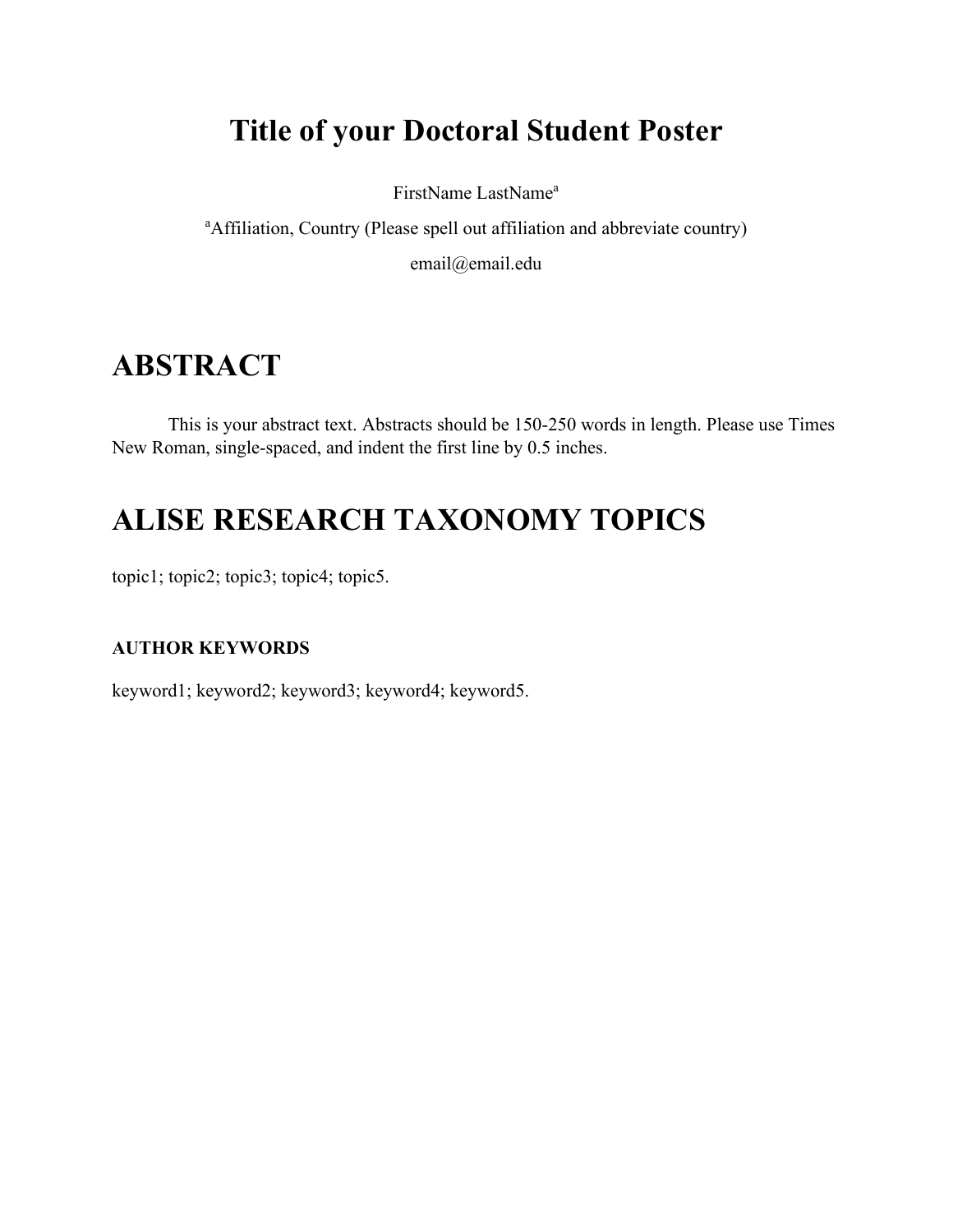# Title of your Doctoral Student Poster

FirstName LastName[a]

[a]Affiliation, Country (Please spell out affiliation and abbreviate country)

email@email.edu

## ABSTRACT

This is your abstract text. Abstracts should be 150-250 words in length. Please use Times New Roman, single-spaced, and indent the first line by 0.5 inches.

## ALISE RESEARCH TAXONOMY TOPICS

topic1; topic2; topic3; topic4; topic5.

### AUTHOR KEYWORDS

keyword1; keyword2; keyword3; keyword4; keyword5.